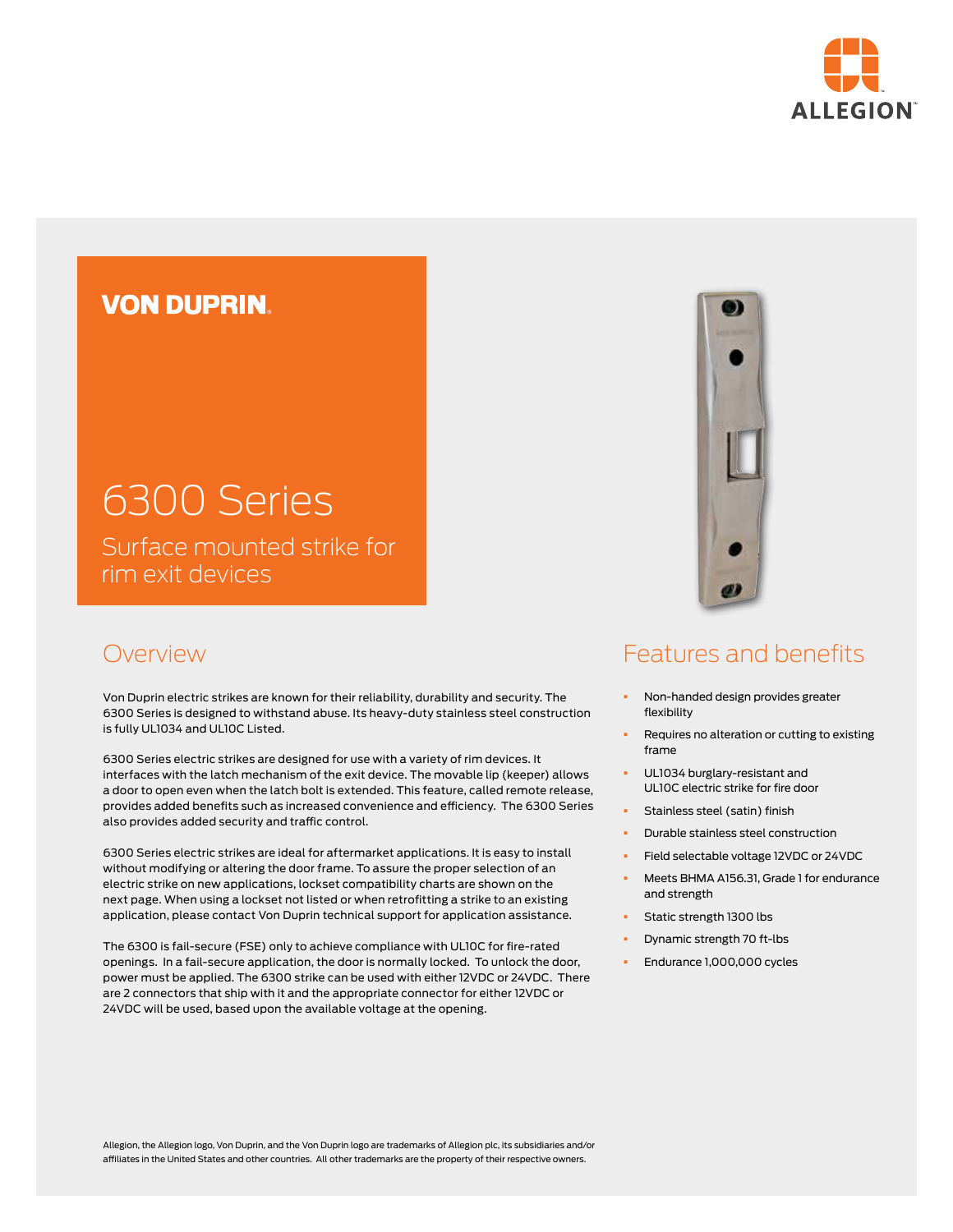VON DUPRIN

# 6300 Series

Surface mounted strike for rim exit devices

## Overview

Von Duprin electric strikes are known for their reliability, durability and security. The 6300 Series is designed to withstand abuse. Its heavy-duty stainless steel construction is fully UL1034 and UL10C Listed.

6300 Series electric strikes are designed for use with a variety of rim devices. It interfaces with the latch mechanism of the exit device. The movable lip (keeper) allows a door to open even when the latch bolt is extended. This feature, called remote release, provides added benefits such as increased convenience and efficiency. The 6300 Series also provides added security and traffic control.

6300 Series electric strikes are ideal for aftermarket applications. It is easy to install without modifying or altering the door frame. To assure the proper selection of an electric strike on new applications, lockset compatibility charts are shown on the next page. When using a lockset not listed or when retrofitting a strike to an existing application, please contact Von Duprin technical support for application assistance.

The 6300 is fail-secure (FSE) only to achieve compliance with UL10C for fire-rated openings. In a fail-secure application, the door is normally locked. To unlock the door, power must be applied. The 6300 strike can be used with either 12VDC or 24VDC. There are 2 connectors that ship with it and the appropriate connector for either 12VDC or 24VDC will be used, based upon the available voltage at the opening.

## Features and benefits

- Non-handed design provides greater flexibility
- Requires no alteration or cutting to existing frame
- UL1034 burglary-resistant and UL10C electric strike for fire door
- Stainless steel (satin) finish
- Durable stainless steel construction
- Field selectable voltage 12VDC or 24VDC
- Meets BHMA A156.31, Grade 1 for endurance and strength
- Static strength 1300 lbs
- Dynamic strength 70 ft-lbs
- Endurance 1,000,000 cycles

Allegion, the Allegion logo, Von Duprin, and the Von Duprin logo are trademarks of Allegion plc, its subsidiaries and/or affiliates in the United States and other countries. All other trademarks are the property of their respective owners.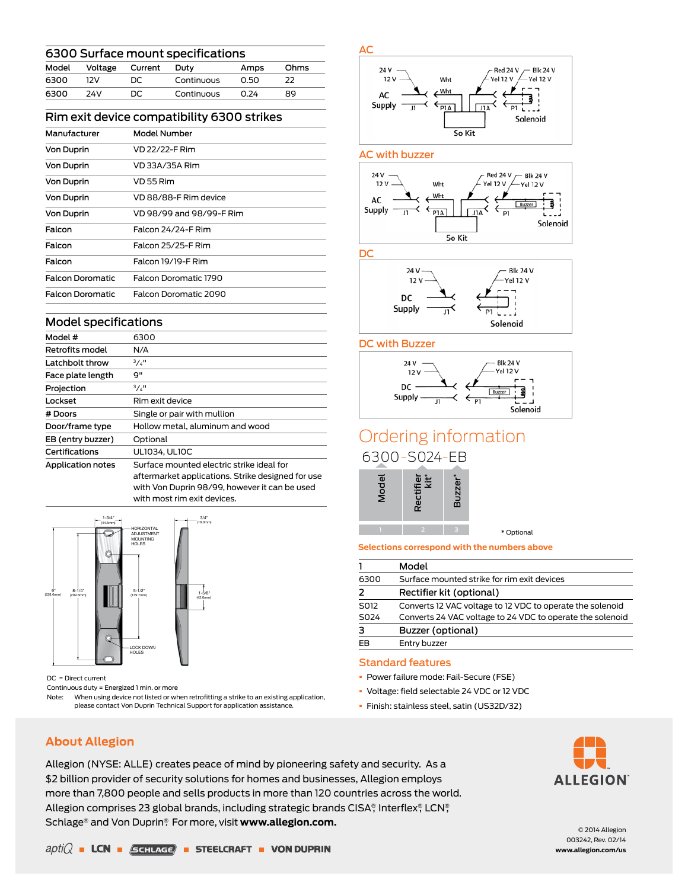## 6300 Surface mount specifications

| Model | Voltage | Current | Duty | Amps | Ohms |
|---|---|---|---|---|---|
| 6300 | 12V | DC | Continuous | 0.50 | 22 |
| 6300 | 24V | DC | Continuous | 0.24 | 89 |

## Rim exit device compatibility 6300 strikes

| Manufacturer | Model Number |
|---|---|
| Von Duprin | VD 22/22-F Rim |
| Von Duprin | VD 33A/35A Rim |
| Von Duprin | VD 55 Rim |
| Von Duprin | VD 88/88-F Rim device |
| Von Duprin | VD 98/99 and 98/99-F Rim |
| Falcon | Falcon 24/24-F Rim |
| Falcon | Falcon 25/25-F Rim |
| Falcon | Falcon 19/19-F Rim |
| Falcon Doromatic | Falcon Doromatic 1790 |
| Falcon Doromatic | Falcon Doromatic 2090 |

## Model specifications

| | |
|---|---|
| Model # | 6300 |
| Retrofits model | N/A |
| Latchbolt throw | 3/4" |
| Face plate length | 9" |
| Projection | 3/4" |
| Lockset | Rim exit device |
| # Doors | Single or pair with mullion |
| Door/frame type | Hollow metal, aluminum and wood |
| EB (entry buzzer) | Optional |
| Certifications | UL1034, UL10C |
| Application notes | Surface mounted electric strike ideal for aftermarket applications. Strike designed for use with Von Duprin 98/99, however it can be used with most rim exit devices. |

1-3/4" (44.5mm)
3/4" (19.0mm)
HORIZONTAL ADJUSTMENT MOUNTING HOLES
9" (228.6mm)
8-1/4" (209.6mm)
5-1/2" (139.7mm)
1-5/8" (42.0mm)
LOCK DOWN HOLES

DC = Direct current
Continuous duty = Energized 1 min. or more
Note: When using device not listed or when retrofitting a strike to an existing application, please contact Von Duprin Technical Support for application assistance.

## AC

24 V 12 V AC Supply J1 Wht Wht P1A J1A So Kit Red 24 V Yel 12 V Blk 24 V Yel 12 V P1 Solenoid

## AC with buzzer

24 V 12 V AC Supply J1 Wht Wht P1A J1A So Kit Red 24 V Yel 12 V Blk 24 V Yel 12 V P1 Buzzer Solenoid

## DC

24 V 12 V DC Supply J1 Blk 24 V Yel 12 V P1 Solenoid

## DC with Buzzer

24 V 12 V DC Supply J1 Blk 24 V Yel 12 V P1 Buzzer Solenoid

# Ordering information

6300-S024-EB

| Model | Rectifier kit* | Buzzer* |
|---|---|---|
| 1 | 2 | 3 |

\* Optional

**Selections correspond with the numbers above**

| | |
|---|---|
| **1** | **Model** |
| 6300 | Surface mounted strike for rim exit devices |
| **2** | **Rectifier kit (optional)** |
| S012 | Converts 12 VAC voltage to 12 VDC to operate the solenoid |
| S024 | Converts 24 VAC voltage to 24 VDC to operate the solenoid |
| **3** | **Buzzer (optional)** |
| EB | Entry buzzer |

## Standard features

- Power failure mode: Fail-Secure (FSE)
- Voltage: field selectable 24 VDC or 12 VDC
- Finish: stainless steel, satin (US32D/32)

## About Allegion

Allegion (NYSE: ALLE) creates peace of mind by pioneering safety and security. As a $2 billion provider of security solutions for homes and businesses, Allegion employs more than 7,800 people and sells products in more than 120 countries across the world. Allegion comprises 23 global brands, including strategic brands CISA®, Interflex®, LCN®, Schlage® and Von Duprin®. For more, visit **www.allegion.com.**

aptiQ ■ LCN ■ SCHLAGE ■ STEELCRAFT ■ VON DUPRIN

ALLEGION

© 2014 Allegion
003242, Rev. 02/14
**www.allegion.com/us**